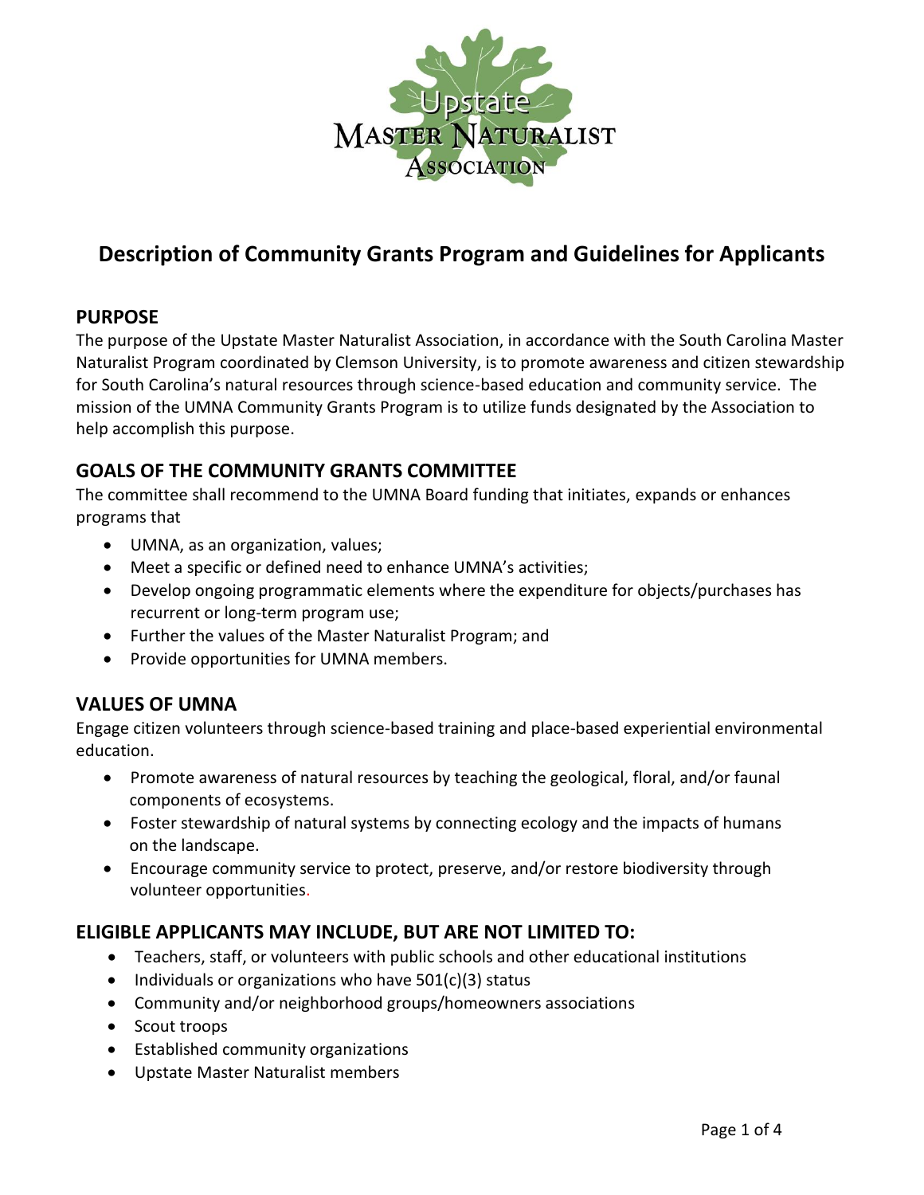# Description of Community Grants Program and Guidelines for Applicants

## PURPOSE

The purpose of the Upstate Master Naturalist Association, in accordance with the South Carolina Master Naturalist Program coordinated by Clemson University, is to promote awareness and citizen stewardship for South Carolina's natural resources through science-based education and community service. The mission of the UMNA Community Grants Program is to utilize funds designated by the Association to help accomplish this purpose.

## GOALS OF THE COMMUNITY GRANTS COMMITTEE

The committee shall recommend to the UMNA Board funding that initiates, expands or enhances programs that

- UMNA, as an organization, values;
- Meet a specific or defined need to enhance UMNA's activities;
- Develop ongoing programmatic elements where the expenditure for objects/purchases has recurrent or long-term program use;
- Further the values of the Master Naturalist Program; and
- Provide opportunities for UMNA members.

## VALUES OF UMNA

Engage citizen volunteers through science-based training and place-based experiential environmental education.

- Promote awareness of natural resources by teaching the geological, floral, and/or faunal components of ecosystems.
- Foster stewardship of natural systems by connecting ecology and the impacts of humans on the landscape.
- Encourage community service to protect, preserve, and/or restore biodiversity through volunteer opportunities.

## ELIGIBLE APPLICANTS MAY INCLUDE, BUT ARE NOT LIMITED TO:

- Teachers, staff, or volunteers with public schools and other educational institutions
- Individuals or organizations who have 501(c)(3) status
- Community and/or neighborhood groups/homeowners associations
- Scout troops
- Established community organizations
- Upstate Master Naturalist members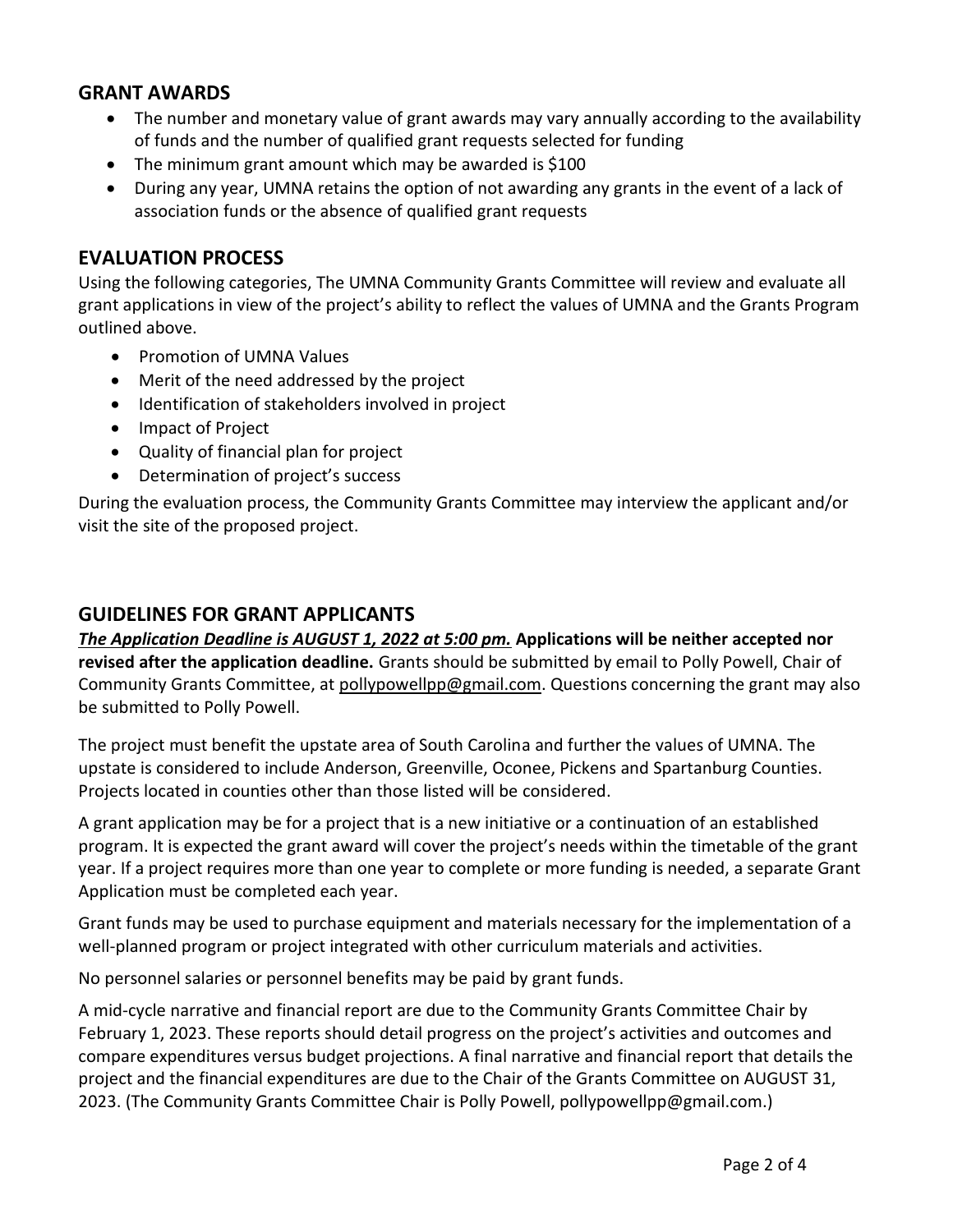## GRANT AWARDS

- The number and monetary value of grant awards may vary annually according to the availability of funds and the number of qualified grant requests selected for funding
- The minimum grant amount which may be awarded is $100
- During any year, UMNA retains the option of not awarding any grants in the event of a lack of association funds or the absence of qualified grant requests

## EVALUATION PROCESS

Using the following categories, The UMNA Community Grants Committee will review and evaluate all grant applications in view of the project's ability to reflect the values of UMNA and the Grants Program outlined above.

- Promotion of UMNA Values
- Merit of the need addressed by the project
- Identification of stakeholders involved in project
- Impact of Project
- Quality of financial plan for project
- Determination of project's success

During the evaluation process, the Community Grants Committee may interview the applicant and/or visit the site of the proposed project.

## GUIDELINES FOR GRANT APPLICANTS

***The Application Deadline is AUGUST 1, 2022 at 5:00 pm.*** **Applications will be neither accepted nor revised after the application deadline.** Grants should be submitted by email to Polly Powell, Chair of Community Grants Committee, at pollypowellpp@gmail.com. Questions concerning the grant may also be submitted to Polly Powell.

The project must benefit the upstate area of South Carolina and further the values of UMNA. The upstate is considered to include Anderson, Greenville, Oconee, Pickens and Spartanburg Counties. Projects located in counties other than those listed will be considered.

A grant application may be for a project that is a new initiative or a continuation of an established program. It is expected the grant award will cover the project's needs within the timetable of the grant year. If a project requires more than one year to complete or more funding is needed, a separate Grant Application must be completed each year.

Grant funds may be used to purchase equipment and materials necessary for the implementation of a well-planned program or project integrated with other curriculum materials and activities.

No personnel salaries or personnel benefits may be paid by grant funds.

A mid-cycle narrative and financial report are due to the Community Grants Committee Chair by February 1, 2023. These reports should detail progress on the project's activities and outcomes and compare expenditures versus budget projections. A final narrative and financial report that details the project and the financial expenditures are due to the Chair of the Grants Committee on AUGUST 31, 2023. (The Community Grants Committee Chair is Polly Powell, pollypowellpp@gmail.com.)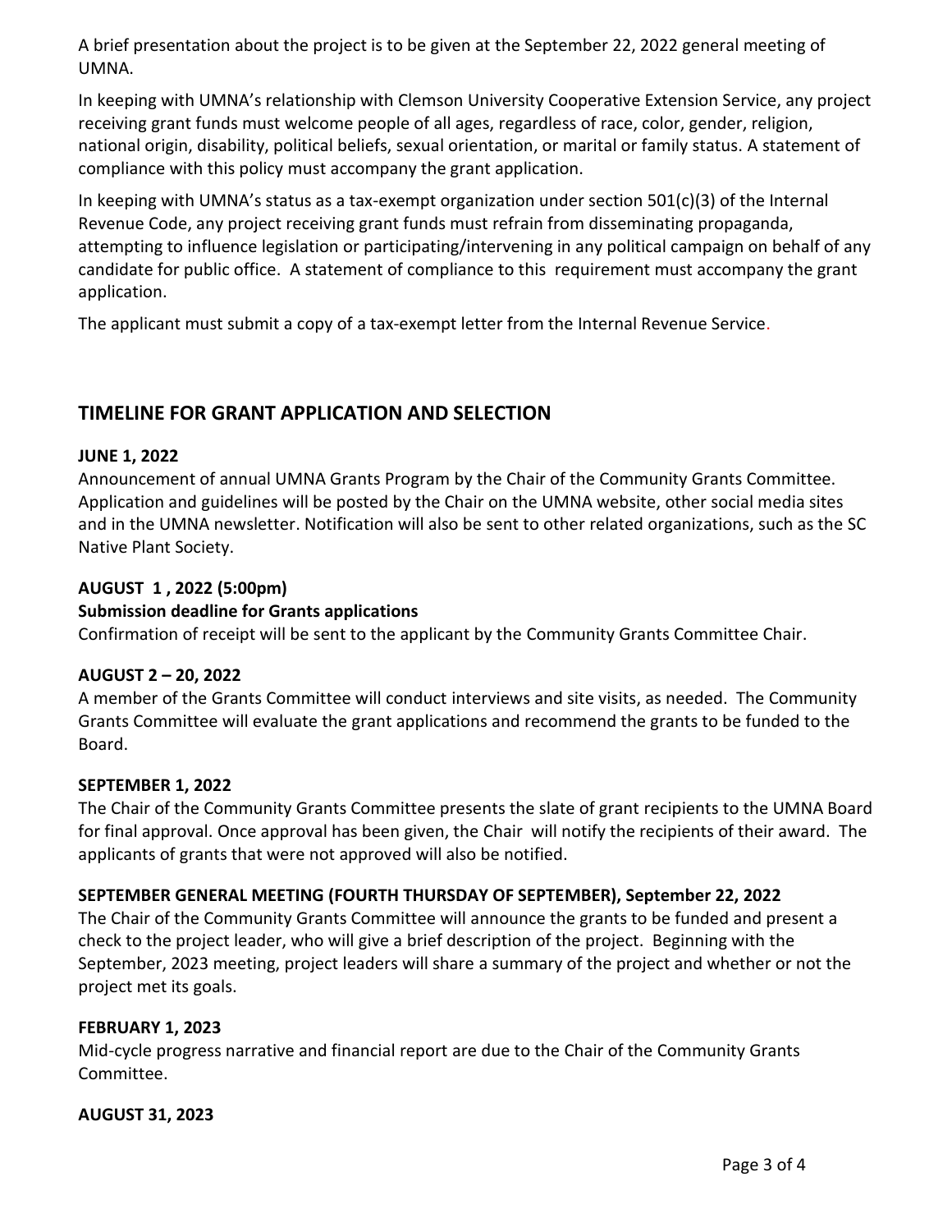A brief presentation about the project is to be given at the September 22, 2022 general meeting of UMNA.

In keeping with UMNA's relationship with Clemson University Cooperative Extension Service, any project receiving grant funds must welcome people of all ages, regardless of race, color, gender, religion, national origin, disability, political beliefs, sexual orientation, or marital or family status. A statement of compliance with this policy must accompany the grant application.

In keeping with UMNA's status as a tax-exempt organization under section 501(c)(3) of the Internal Revenue Code, any project receiving grant funds must refrain from disseminating propaganda, attempting to influence legislation or participating/intervening in any political campaign on behalf of any candidate for public office. A statement of compliance to this requirement must accompany the grant application.

The applicant must submit a copy of a tax-exempt letter from the Internal Revenue Service.

## TIMELINE FOR GRANT APPLICATION AND SELECTION

**JUNE 1, 2022**
Announcement of annual UMNA Grants Program by the Chair of the Community Grants Committee. Application and guidelines will be posted by the Chair on the UMNA website, other social media sites and in the UMNA newsletter. Notification will also be sent to other related organizations, such as the SC Native Plant Society.

**AUGUST 1, 2022 (5:00pm)**
**Submission deadline for Grants applications**
Confirmation of receipt will be sent to the applicant by the Community Grants Committee Chair.

**AUGUST 2 – 20, 2022**
A member of the Grants Committee will conduct interviews and site visits, as needed. The Community Grants Committee will evaluate the grant applications and recommend the grants to be funded to the Board.

**SEPTEMBER 1, 2022**
The Chair of the Community Grants Committee presents the slate of grant recipients to the UMNA Board for final approval. Once approval has been given, the Chair will notify the recipients of their award. The applicants of grants that were not approved will also be notified.

**SEPTEMBER GENERAL MEETING (FOURTH THURSDAY OF SEPTEMBER), September 22, 2022**
The Chair of the Community Grants Committee will announce the grants to be funded and present a check to the project leader, who will give a brief description of the project. Beginning with the September, 2023 meeting, project leaders will share a summary of the project and whether or not the project met its goals.

**FEBRUARY 1, 2023**
Mid-cycle progress narrative and financial report are due to the Chair of the Community Grants Committee.

**AUGUST 31, 2023**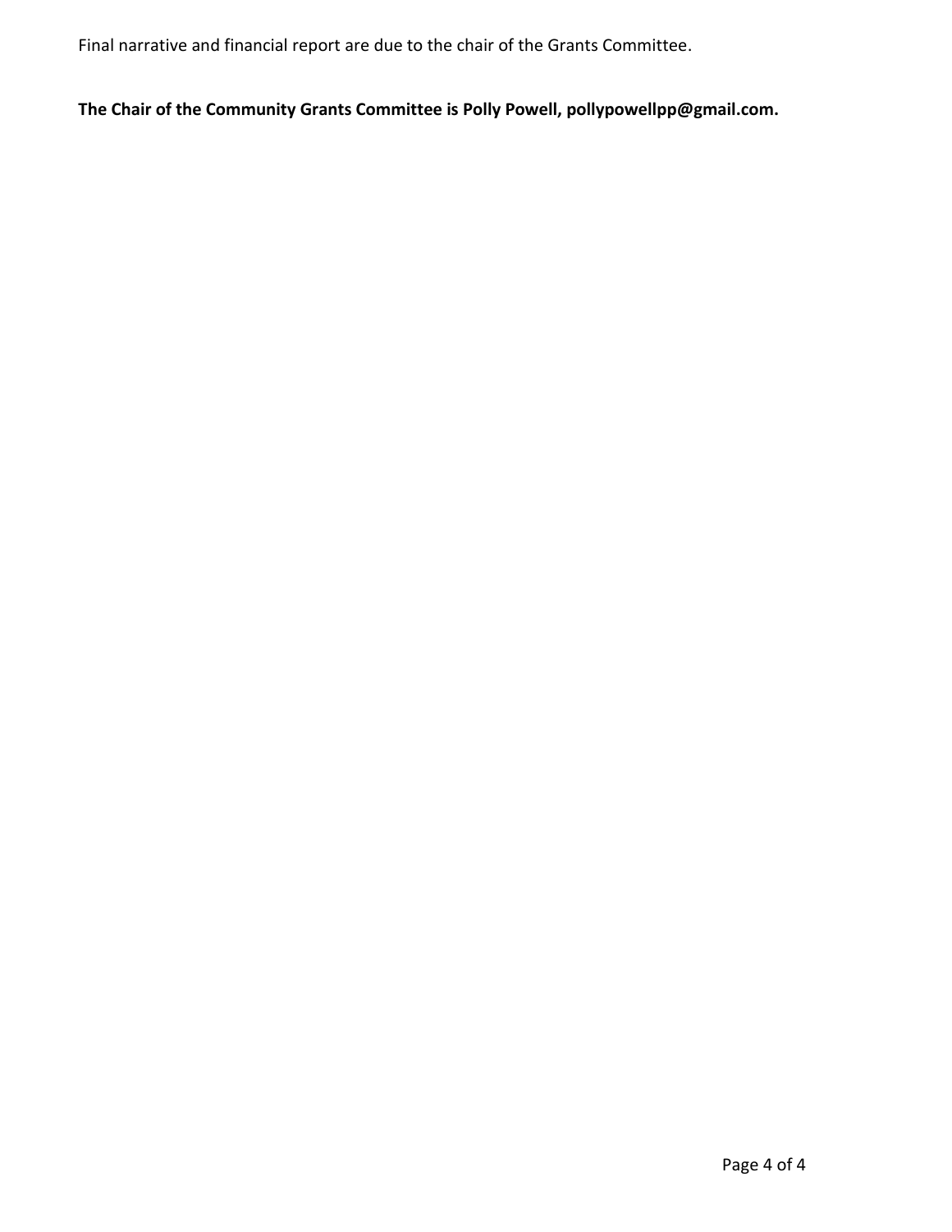Final narrative and financial report are due to the chair of the Grants Committee.

**The Chair of the Community Grants Committee is Polly Powell, pollypowellpp@gmail.com.**